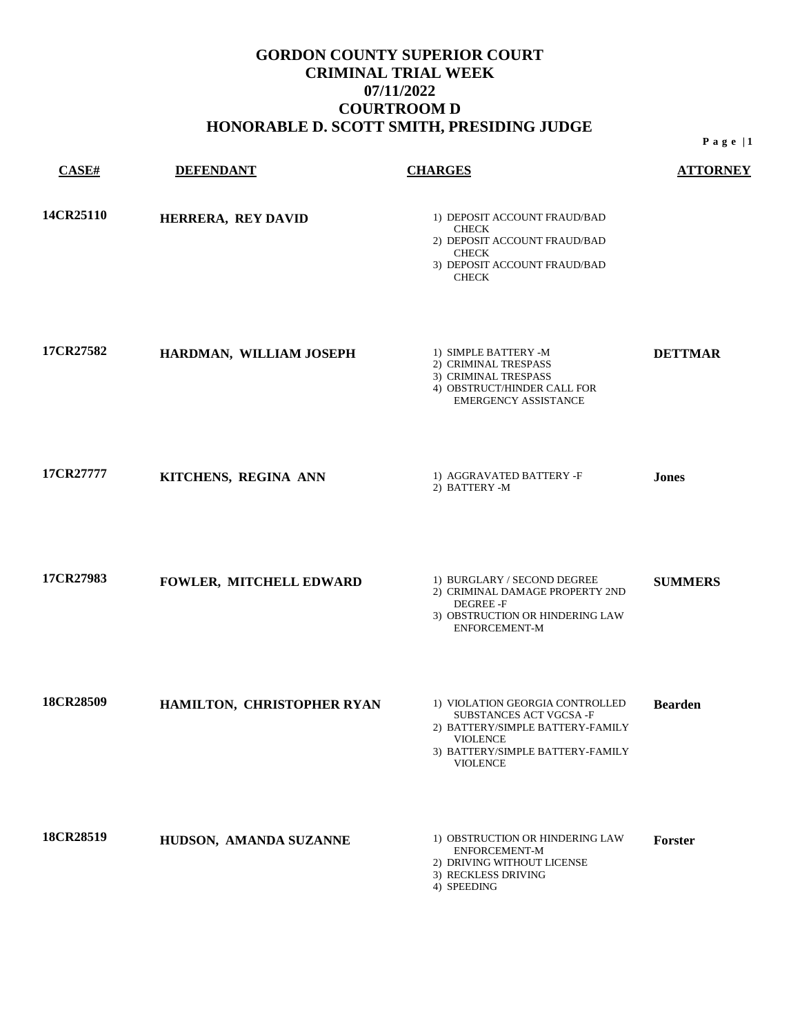# GORDON COUNTY SUPERIOR COURT
# CRIMINAL TRIAL WEEK
# 07/11/2022
# COURTROOM D
# HONORABLE D. SCOTT SMITH, PRESIDING JUDGE

| CASE# | DEFENDANT | CHARGES | ATTORNEY |
|---|---|---|---|
| 14CR25110 | HERRERA, REY DAVID | 1) DEPOSIT ACCOUNT FRAUD/BAD CHECK<br>2) DEPOSIT ACCOUNT FRAUD/BAD CHECK<br>3) DEPOSIT ACCOUNT FRAUD/BAD CHECK | |
| 17CR27582 | HARDMAN, WILLIAM JOSEPH | 1) SIMPLE BATTERY -M<br>2) CRIMINAL TRESPASS<br>3) CRIMINAL TRESPASS<br>4) OBSTRUCT/HINDER CALL FOR EMERGENCY ASSISTANCE | DETTMAR |
| 17CR27777 | KITCHENS, REGINA ANN | 1) AGGRAVATED BATTERY -F<br>2) BATTERY -M | Jones |
| 17CR27983 | FOWLER, MITCHELL EDWARD | 1) BURGLARY / SECOND DEGREE<br>2) CRIMINAL DAMAGE PROPERTY 2ND DEGREE -F<br>3) OBSTRUCTION OR HINDERING LAW ENFORCEMENT-M | SUMMERS |
| 18CR28509 | HAMILTON, CHRISTOPHER RYAN | 1) VIOLATION GEORGIA CONTROLLED SUBSTANCES ACT VGCSA -F<br>2) BATTERY/SIMPLE BATTERY-FAMILY VIOLENCE<br>3) BATTERY/SIMPLE BATTERY-FAMILY VIOLENCE | Bearden |
| 18CR28519 | HUDSON, AMANDA SUZANNE | 1) OBSTRUCTION OR HINDERING LAW ENFORCEMENT-M<br>2) DRIVING WITHOUT LICENSE<br>3) RECKLESS DRIVING<br>4) SPEEDING | Forster |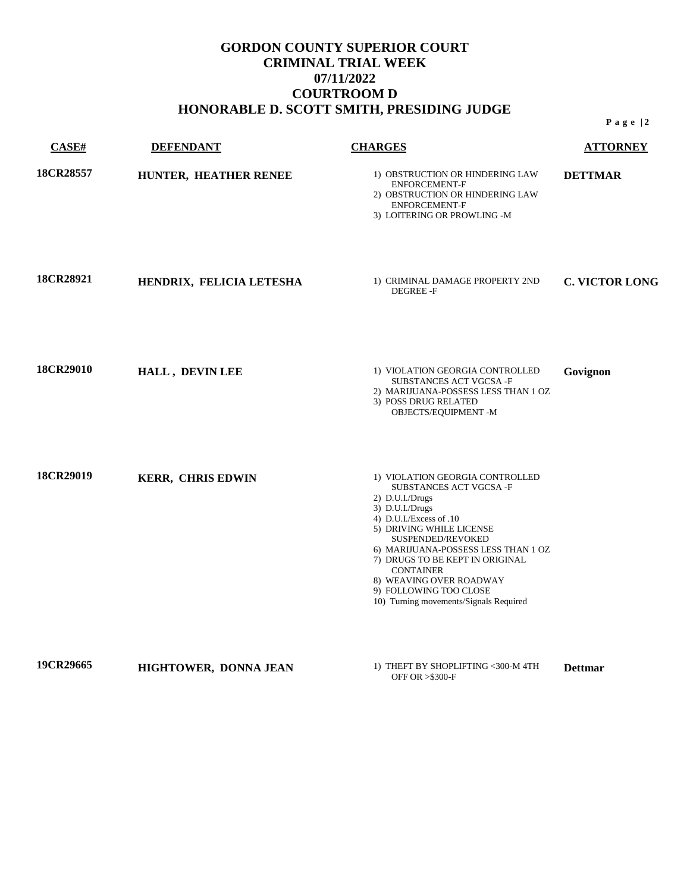# GORDON COUNTY SUPERIOR COURT
# CRIMINAL TRIAL WEEK
# 07/11/2022
# COURTROOM D
# HONORABLE D. SCOTT SMITH, PRESIDING JUDGE

| CASE# | DEFENDANT | CHARGES | ATTORNEY |
|---|---|---|---|
| 18CR28557 | HUNTER, HEATHER RENEE | 1) OBSTRUCTION OR HINDERING LAW ENFORCEMENT-F<br>2) OBSTRUCTION OR HINDERING LAW ENFORCEMENT-F<br>3) LOITERING OR PROWLING -M | DETTMAR |
| 18CR28921 | HENDRIX, FELICIA LETESHA | 1) CRIMINAL DAMAGE PROPERTY 2ND DEGREE -F | C. VICTOR LONG |
| 18CR29010 | HALL , DEVIN LEE | 1) VIOLATION GEORGIA CONTROLLED SUBSTANCES ACT VGCSA -F<br>2) MARIJUANA-POSSESS LESS THAN 1 OZ<br>3) POSS DRUG RELATED OBJECTS/EQUIPMENT -M | Govignon |
| 18CR29019 | KERR, CHRIS EDWIN | 1) VIOLATION GEORGIA CONTROLLED SUBSTANCES ACT VGCSA -F<br>2) D.U.I./Drugs<br>3) D.U.I./Drugs<br>4) D.U.I./Excess of .10<br>5) DRIVING WHILE LICENSE SUSPENDED/REVOKED<br>6) MARIJUANA-POSSESS LESS THAN 1 OZ<br>7) DRUGS TO BE KEPT IN ORIGINAL CONTAINER<br>8) WEAVING OVER ROADWAY<br>9) FOLLOWING TOO CLOSE<br>10) Turning movements/Signals Required | |
| 19CR29665 | HIGHTOWER, DONNA JEAN | 1) THEFT BY SHOPLIFTING <300-M 4TH OFF OR >$300-F | Dettmar |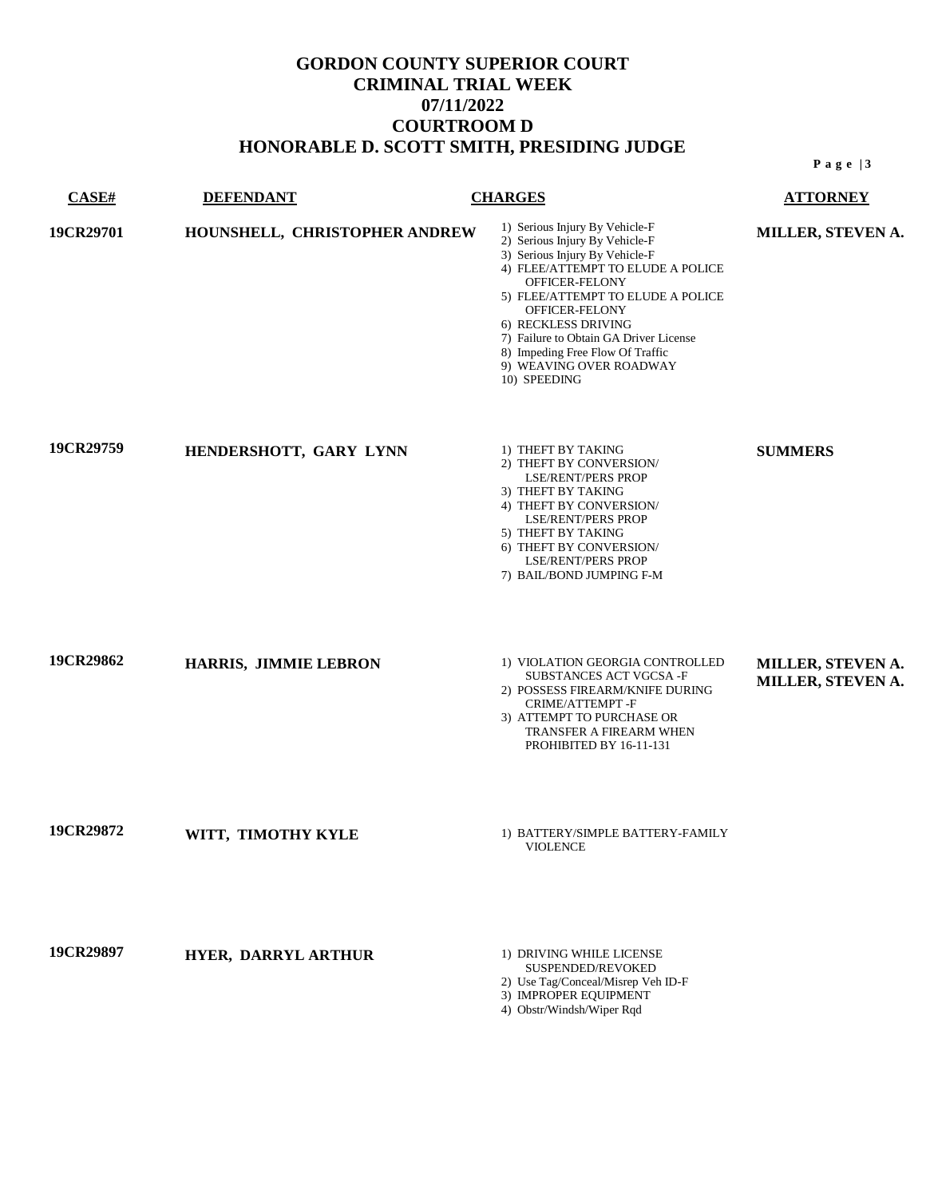# GORDON COUNTY SUPERIOR COURT
## CRIMINAL TRIAL WEEK
## 07/11/2022
## COURTROOM D
## HONORABLE D. SCOTT SMITH, PRESIDING JUDGE

| CASE# | DEFENDANT | CHARGES | ATTORNEY |
|---|---|---|---|
| 19CR29701 | HOUNSHELL, CHRISTOPHER ANDREW | 1) Serious Injury By Vehicle-F<br>2) Serious Injury By Vehicle-F<br>3) Serious Injury By Vehicle-F<br>4) FLEE/ATTEMPT TO ELUDE A POLICE OFFICER-FELONY<br>5) FLEE/ATTEMPT TO ELUDE A POLICE OFFICER-FELONY<br>6) RECKLESS DRIVING<br>7) Failure to Obtain GA Driver License<br>8) Impeding Free Flow Of Traffic<br>9) WEAVING OVER ROADWAY<br>10) SPEEDING | MILLER, STEVEN A. |
| 19CR29759 | HENDERSHOTT, GARY LYNN | 1) THEFT BY TAKING<br>2) THEFT BY CONVERSION/ LSE/RENT/PERS PROP<br>3) THEFT BY TAKING<br>4) THEFT BY CONVERSION/ LSE/RENT/PERS PROP<br>5) THEFT BY TAKING<br>6) THEFT BY CONVERSION/ LSE/RENT/PERS PROP<br>7) BAIL/BOND JUMPING F-M | SUMMERS |
| 19CR29862 | HARRIS, JIMMIE LEBRON | 1) VIOLATION GEORGIA CONTROLLED SUBSTANCES ACT VGCSA -F<br>2) POSSESS FIREARM/KNIFE DURING CRIME/ATTEMPT -F<br>3) ATTEMPT TO PURCHASE OR TRANSFER A FIREARM WHEN PROHIBITED BY 16-11-131 | MILLER, STEVEN A.<br>MILLER, STEVEN A. |
| 19CR29872 | WITT, TIMOTHY KYLE | 1) BATTERY/SIMPLE BATTERY-FAMILY VIOLENCE | |
| 19CR29897 | HYER, DARRYL ARTHUR | 1) DRIVING WHILE LICENSE SUSPENDED/REVOKED<br>2) Use Tag/Conceal/Misrep Veh ID-F<br>3) IMPROPER EQUIPMENT<br>4) Obstr/Windsh/Wiper Rqd | |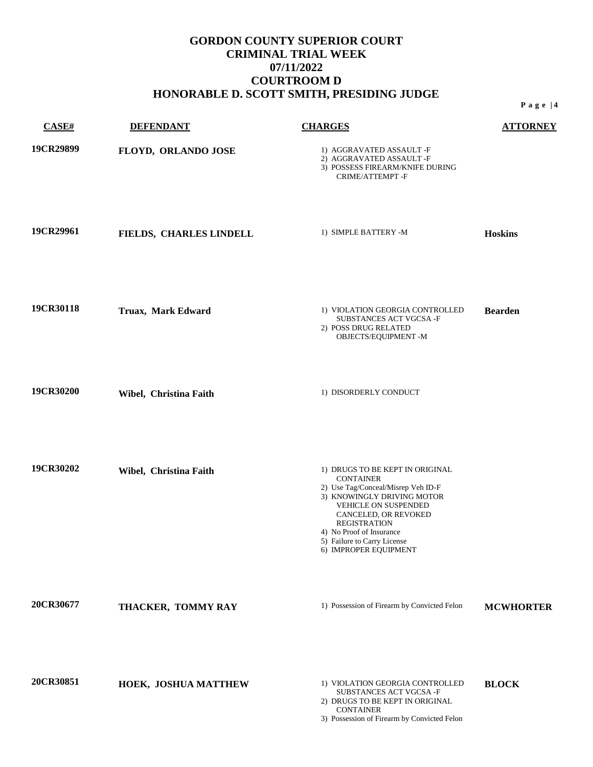# GORDON COUNTY SUPERIOR COURT
# CRIMINAL TRIAL WEEK
# 07/11/2022
# COURTROOM D
# HONORABLE D. SCOTT SMITH, PRESIDING JUDGE

| CASE# | DEFENDANT | CHARGES | ATTORNEY |
|---|---|---|---|
| 19CR29899 | FLOYD, ORLANDO JOSE | 1) AGGRAVATED ASSAULT -F<br>2) AGGRAVATED ASSAULT -F<br>3) POSSESS FIREARM/KNIFE DURING CRIME/ATTEMPT -F | |
| 19CR29961 | FIELDS, CHARLES LINDELL | 1) SIMPLE BATTERY -M | Hoskins |
| 19CR30118 | Truax, Mark Edward | 1) VIOLATION GEORGIA CONTROLLED SUBSTANCES ACT VGCSA -F<br>2) POSS DRUG RELATED OBJECTS/EQUIPMENT -M | Bearden |
| 19CR30200 | Wibel, Christina Faith | 1) DISORDERLY CONDUCT | |
| 19CR30202 | Wibel, Christina Faith | 1) DRUGS TO BE KEPT IN ORIGINAL CONTAINER<br>2) Use Tag/Conceal/Misrep Veh ID-F<br>3) KNOWINGLY DRIVING MOTOR VEHICLE ON SUSPENDED CANCELED, OR REVOKED REGISTRATION<br>4) No Proof of Insurance<br>5) Failure to Carry License<br>6) IMPROPER EQUIPMENT | |
| 20CR30677 | THACKER, TOMMY RAY | 1) Possession of Firearm by Convicted Felon | MCWHORTER |
| 20CR30851 | HOEK, JOSHUA MATTHEW | 1) VIOLATION GEORGIA CONTROLLED SUBSTANCES ACT VGCSA -F<br>2) DRUGS TO BE KEPT IN ORIGINAL CONTAINER<br>3) Possession of Firearm by Convicted Felon | BLOCK |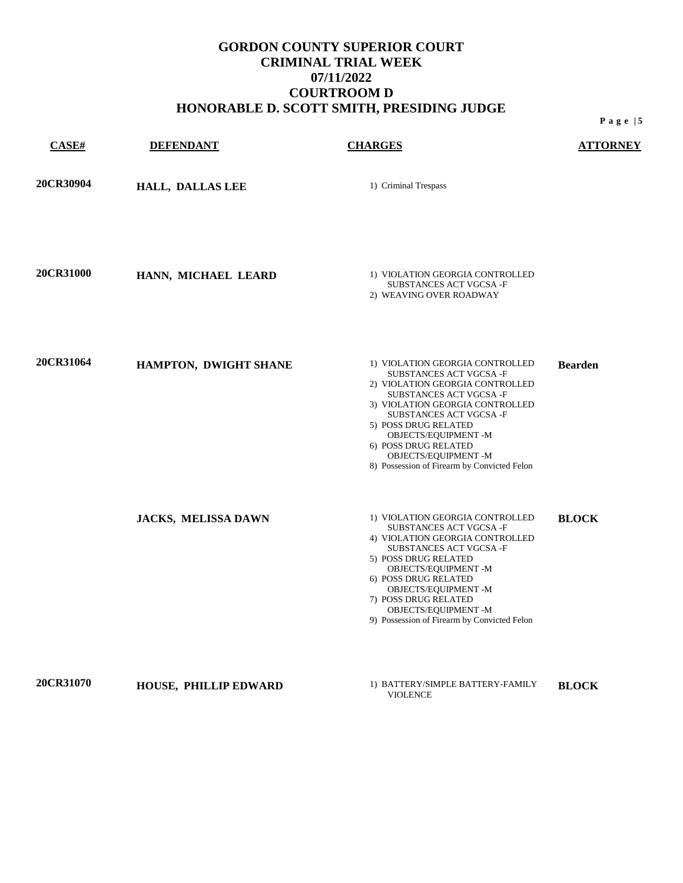# GORDON COUNTY SUPERIOR COURT
# CRIMINAL TRIAL WEEK
# 07/11/2022
# COURTROOM D
# HONORABLE D. SCOTT SMITH, PRESIDING JUDGE

| CASE# | DEFENDANT | CHARGES | ATTORNEY |
|---|---|---|---|
| **20CR30904** | **HALL, DALLAS LEE** | 1) Criminal Trespass | |
| **20CR31000** | **HANN, MICHAEL LEARD** | 1) VIOLATION GEORGIA CONTROLLED SUBSTANCES ACT VGCSA -F<br>2) WEAVING OVER ROADWAY | |
| **20CR31064** | **HAMPTON, DWIGHT SHANE** | 1) VIOLATION GEORGIA CONTROLLED SUBSTANCES ACT VGCSA -F<br>2) VIOLATION GEORGIA CONTROLLED SUBSTANCES ACT VGCSA -F<br>3) VIOLATION GEORGIA CONTROLLED SUBSTANCES ACT VGCSA -F<br>5) POSS DRUG RELATED OBJECTS/EQUIPMENT -M<br>6) POSS DRUG RELATED OBJECTS/EQUIPMENT -M<br>8) Possession of Firearm by Convicted Felon | **Bearden** |
| | **JACKS, MELISSA DAWN** | 1) VIOLATION GEORGIA CONTROLLED SUBSTANCES ACT VGCSA -F<br>4) VIOLATION GEORGIA CONTROLLED SUBSTANCES ACT VGCSA -F<br>5) POSS DRUG RELATED OBJECTS/EQUIPMENT -M<br>6) POSS DRUG RELATED OBJECTS/EQUIPMENT -M<br>7) POSS DRUG RELATED OBJECTS/EQUIPMENT -M<br>9) Possession of Firearm by Convicted Felon | **BLOCK** |
| **20CR31070** | **HOUSE, PHILLIP EDWARD** | 1) BATTERY/SIMPLE BATTERY-FAMILY VIOLENCE | **BLOCK** |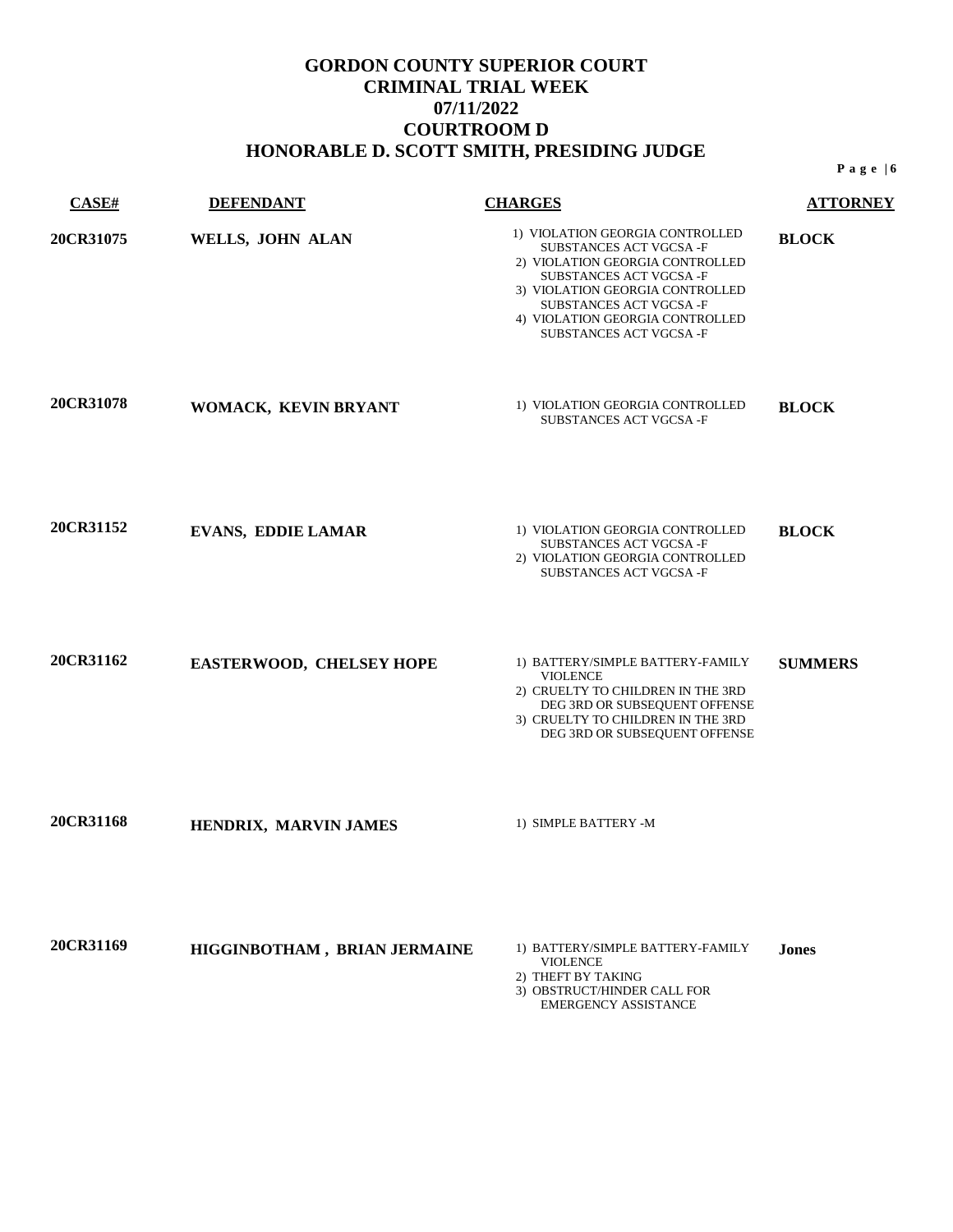# GORDON COUNTY SUPERIOR COURT
# CRIMINAL TRIAL WEEK
# 07/11/2022
# COURTROOM D
# HONORABLE D. SCOTT SMITH, PRESIDING JUDGE

| CASE# | DEFENDANT | CHARGES | ATTORNEY |
|---|---|---|---|
| 20CR31075 | WELLS, JOHN ALAN | 1) VIOLATION GEORGIA CONTROLLED SUBSTANCES ACT VGCSA -F<br>2) VIOLATION GEORGIA CONTROLLED SUBSTANCES ACT VGCSA -F<br>3) VIOLATION GEORGIA CONTROLLED SUBSTANCES ACT VGCSA -F<br>4) VIOLATION GEORGIA CONTROLLED SUBSTANCES ACT VGCSA -F | BLOCK |
| 20CR31078 | WOMACK, KEVIN BRYANT | 1) VIOLATION GEORGIA CONTROLLED SUBSTANCES ACT VGCSA -F | BLOCK |
| 20CR31152 | EVANS, EDDIE LAMAR | 1) VIOLATION GEORGIA CONTROLLED SUBSTANCES ACT VGCSA -F<br>2) VIOLATION GEORGIA CONTROLLED SUBSTANCES ACT VGCSA -F | BLOCK |
| 20CR31162 | EASTERWOOD, CHELSEY HOPE | 1) BATTERY/SIMPLE BATTERY-FAMILY VIOLENCE<br>2) CRUELTY TO CHILDREN IN THE 3RD DEG 3RD OR SUBSEQUENT OFFENSE<br>3) CRUELTY TO CHILDREN IN THE 3RD DEG 3RD OR SUBSEQUENT OFFENSE | SUMMERS |
| 20CR31168 | HENDRIX, MARVIN JAMES | 1) SIMPLE BATTERY -M | |
| 20CR31169 | HIGGINBOTHAM , BRIAN JERMAINE | 1) BATTERY/SIMPLE BATTERY-FAMILY VIOLENCE<br>2) THEFT BY TAKING<br>3) OBSTRUCT/HINDER CALL FOR EMERGENCY ASSISTANCE | Jones |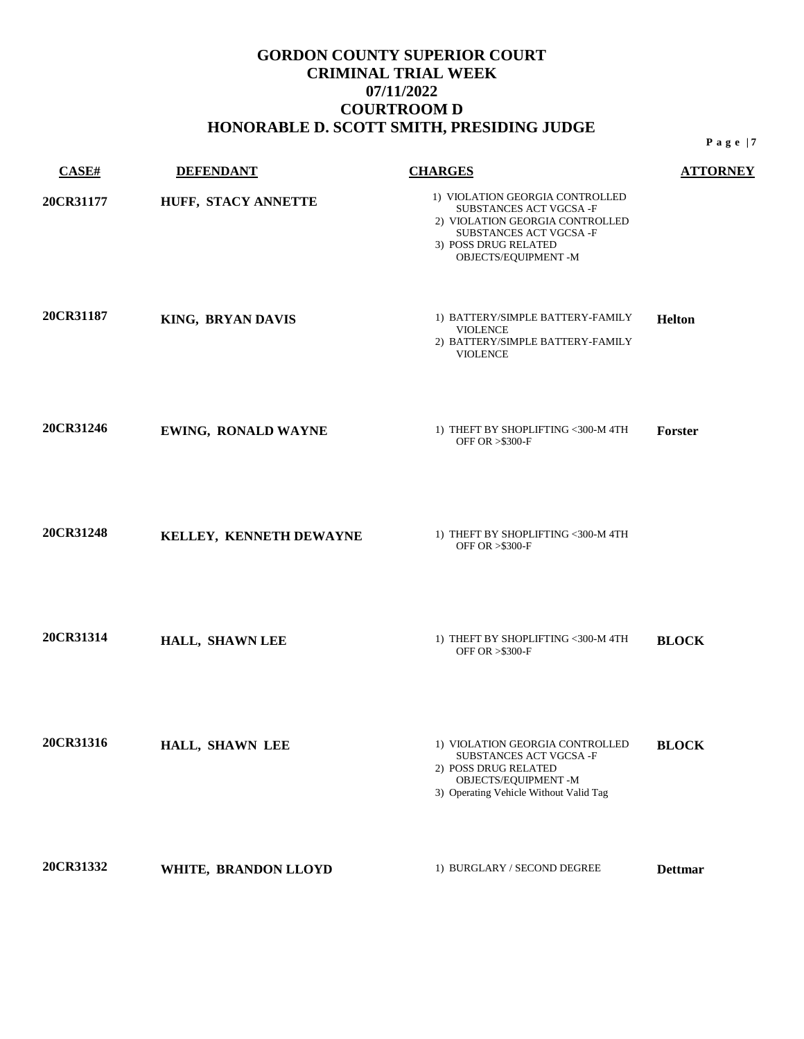# GORDON COUNTY SUPERIOR COURT
# CRIMINAL TRIAL WEEK
# 07/11/2022
# COURTROOM D
# HONORABLE D. SCOTT SMITH, PRESIDING JUDGE

| CASE# | DEFENDANT | CHARGES | ATTORNEY |
|---|---|---|---|
| 20CR31177 | HUFF, STACY ANNETTE | 1) VIOLATION GEORGIA CONTROLLED SUBSTANCES ACT VGCSA -F<br>2) VIOLATION GEORGIA CONTROLLED SUBSTANCES ACT VGCSA -F<br>3) POSS DRUG RELATED OBJECTS/EQUIPMENT -M | |
| 20CR31187 | KING, BRYAN DAVIS | 1) BATTERY/SIMPLE BATTERY-FAMILY VIOLENCE<br>2) BATTERY/SIMPLE BATTERY-FAMILY VIOLENCE | Helton |
| 20CR31246 | EWING, RONALD WAYNE | 1) THEFT BY SHOPLIFTING <300-M 4TH OFF OR >$300-F | Forster |
| 20CR31248 | KELLEY, KENNETH DEWAYNE | 1) THEFT BY SHOPLIFTING <300-M 4TH OFF OR >$300-F | |
| 20CR31314 | HALL, SHAWN LEE | 1) THEFT BY SHOPLIFTING <300-M 4TH OFF OR >$300-F | BLOCK |
| 20CR31316 | HALL, SHAWN LEE | 1) VIOLATION GEORGIA CONTROLLED SUBSTANCES ACT VGCSA -F<br>2) POSS DRUG RELATED OBJECTS/EQUIPMENT -M<br>3) Operating Vehicle Without Valid Tag | BLOCK |
| 20CR31332 | WHITE, BRANDON LLOYD | 1) BURGLARY / SECOND DEGREE | Dettmar |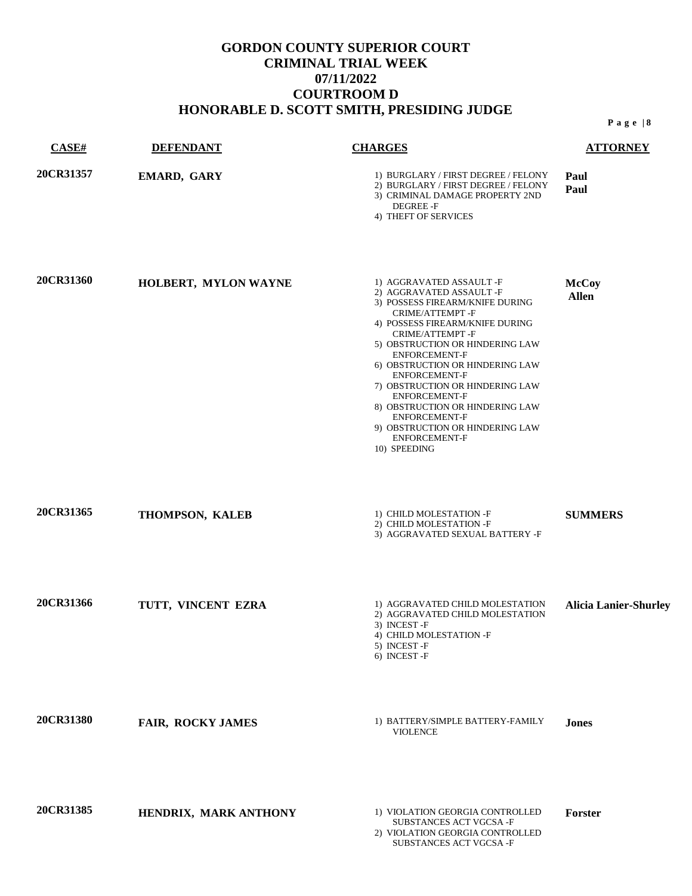# GORDON COUNTY SUPERIOR COURT
# CRIMINAL TRIAL WEEK
# 07/11/2022
# COURTROOM D
# HONORABLE D. SCOTT SMITH, PRESIDING JUDGE

| CASE# | DEFENDANT | CHARGES | ATTORNEY |
|---|---|---|---|
| 20CR31357 | EMARD, GARY | 1) BURGLARY / FIRST DEGREE / FELONY<br>2) BURGLARY / FIRST DEGREE / FELONY<br>3) CRIMINAL DAMAGE PROPERTY 2ND DEGREE -F<br>4) THEFT OF SERVICES | Paul<br>Paul |
| 20CR31360 | HOLBERT, MYLON WAYNE | 1) AGGRAVATED ASSAULT -F<br>2) AGGRAVATED ASSAULT -F<br>3) POSSESS FIREARM/KNIFE DURING CRIME/ATTEMPT -F<br>4) POSSESS FIREARM/KNIFE DURING CRIME/ATTEMPT -F<br>5) OBSTRUCTION OR HINDERING LAW ENFORCEMENT-F<br>6) OBSTRUCTION OR HINDERING LAW ENFORCEMENT-F<br>7) OBSTRUCTION OR HINDERING LAW ENFORCEMENT-F<br>8) OBSTRUCTION OR HINDERING LAW ENFORCEMENT-F<br>9) OBSTRUCTION OR HINDERING LAW ENFORCEMENT-F<br>10) SPEEDING | McCoy<br>Allen |
| 20CR31365 | THOMPSON, KALEB | 1) CHILD MOLESTATION -F<br>2) CHILD MOLESTATION -F<br>3) AGGRAVATED SEXUAL BATTERY -F | SUMMERS |
| 20CR31366 | TUTT, VINCENT EZRA | 1) AGGRAVATED CHILD MOLESTATION<br>2) AGGRAVATED CHILD MOLESTATION<br>3) INCEST -F<br>4) CHILD MOLESTATION -F<br>5) INCEST -F<br>6) INCEST -F | Alicia Lanier-Shurley |
| 20CR31380 | FAIR, ROCKY JAMES | 1) BATTERY/SIMPLE BATTERY-FAMILY VIOLENCE | Jones |
| 20CR31385 | HENDRIX, MARK ANTHONY | 1) VIOLATION GEORGIA CONTROLLED SUBSTANCES ACT VGCSA -F<br>2) VIOLATION GEORGIA CONTROLLED SUBSTANCES ACT VGCSA -F | Forster |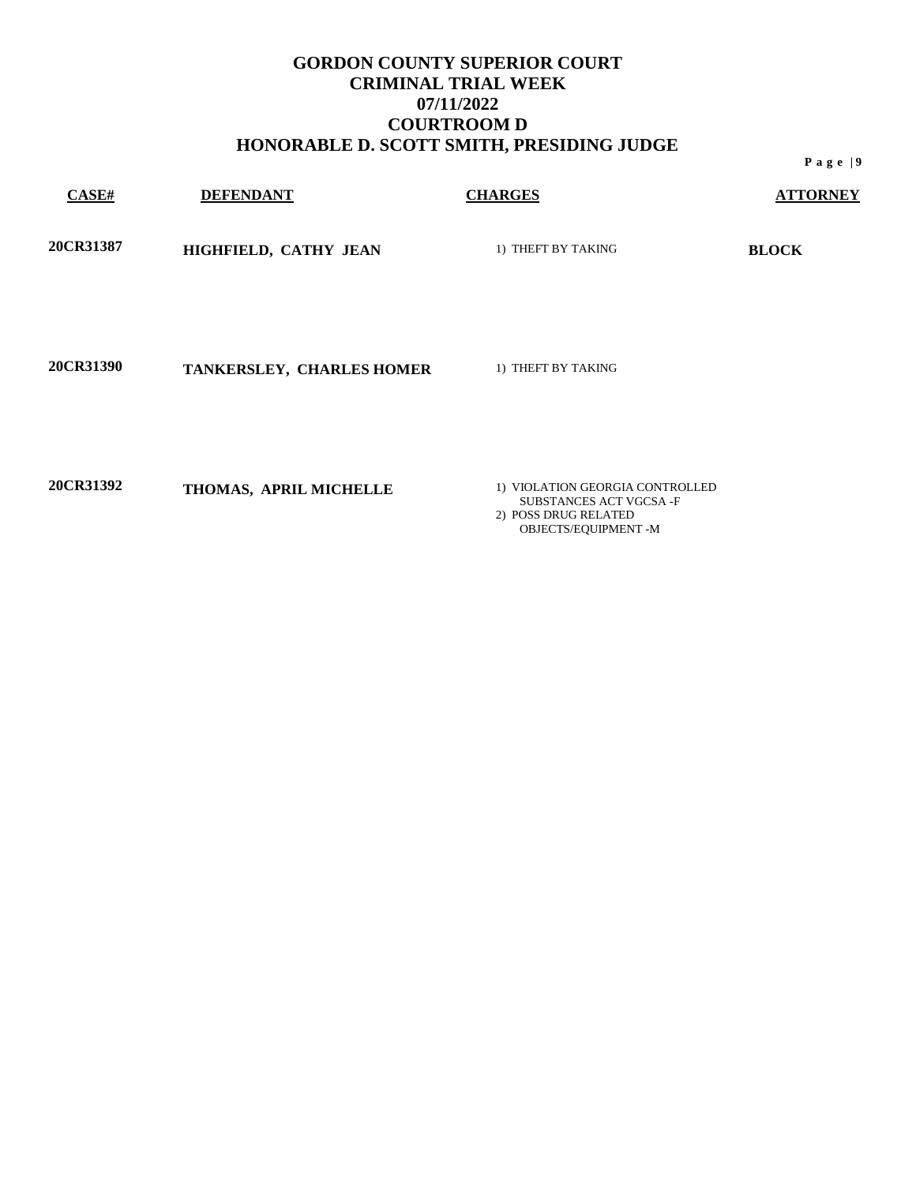# GORDON COUNTY SUPERIOR COURT
# CRIMINAL TRIAL WEEK
# 07/11/2022
# COURTROOM D
# HONORABLE D. SCOTT SMITH, PRESIDING JUDGE

| CASE# | DEFENDANT | CHARGES | ATTORNEY |
|---|---|---|---|
| 20CR31387 | HIGHFIELD, CATHY JEAN | 1) THEFT BY TAKING | BLOCK |
| 20CR31390 | TANKERSLEY, CHARLES HOMER | 1) THEFT BY TAKING | |
| 20CR31392 | THOMAS, APRIL MICHELLE | 1) VIOLATION GEORGIA CONTROLLED SUBSTANCES ACT VGCSA -F<br>2) POSS DRUG RELATED OBJECTS/EQUIPMENT -M | |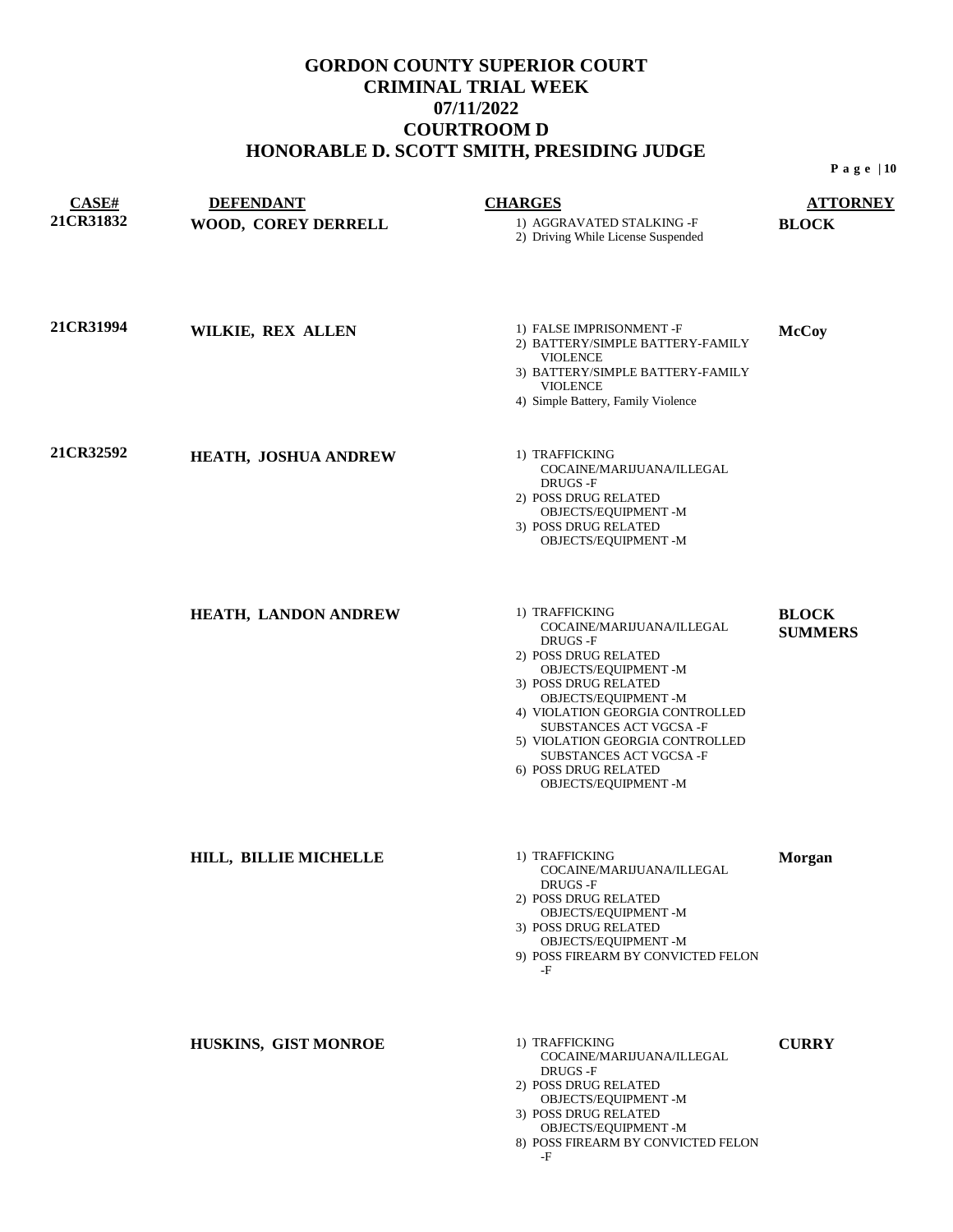# GORDON COUNTY SUPERIOR COURT
# CRIMINAL TRIAL WEEK
# 07/11/2022
# COURTROOM D
# HONORABLE D. SCOTT SMITH, PRESIDING JUDGE

| CASE# | DEFENDANT | CHARGES | ATTORNEY |
|---|---|---|---|
| 21CR31832 | WOOD, COREY DERRELL | 1) AGGRAVATED STALKING -F<br>2) Driving While License Suspended | BLOCK |
| 21CR31994 | WILKIE, REX ALLEN | 1) FALSE IMPRISONMENT -F<br>2) BATTERY/SIMPLE BATTERY-FAMILY VIOLENCE<br>3) BATTERY/SIMPLE BATTERY-FAMILY VIOLENCE<br>4) Simple Battery, Family Violence | McCoy |
| 21CR32592 | HEATH, JOSHUA ANDREW | 1) TRAFFICKING COCAINE/MARIJUANA/ILLEGAL DRUGS -F<br>2) POSS DRUG RELATED OBJECTS/EQUIPMENT -M<br>3) POSS DRUG RELATED OBJECTS/EQUIPMENT -M | |
| | HEATH, LANDON ANDREW | 1) TRAFFICKING COCAINE/MARIJUANA/ILLEGAL DRUGS -F<br>2) POSS DRUG RELATED OBJECTS/EQUIPMENT -M<br>3) POSS DRUG RELATED OBJECTS/EQUIPMENT -M<br>4) VIOLATION GEORGIA CONTROLLED SUBSTANCES ACT VGCSA -F<br>5) VIOLATION GEORGIA CONTROLLED SUBSTANCES ACT VGCSA -F<br>6) POSS DRUG RELATED OBJECTS/EQUIPMENT -M | BLOCK<br>SUMMERS |
| | HILL, BILLIE MICHELLE | 1) TRAFFICKING COCAINE/MARIJUANA/ILLEGAL DRUGS -F<br>2) POSS DRUG RELATED OBJECTS/EQUIPMENT -M<br>3) POSS DRUG RELATED OBJECTS/EQUIPMENT -M<br>9) POSS FIREARM BY CONVICTED FELON -F | Morgan |
| | HUSKINS, GIST MONROE | 1) TRAFFICKING COCAINE/MARIJUANA/ILLEGAL DRUGS -F<br>2) POSS DRUG RELATED OBJECTS/EQUIPMENT -M<br>3) POSS DRUG RELATED OBJECTS/EQUIPMENT -M<br>8) POSS FIREARM BY CONVICTED FELON -F | CURRY |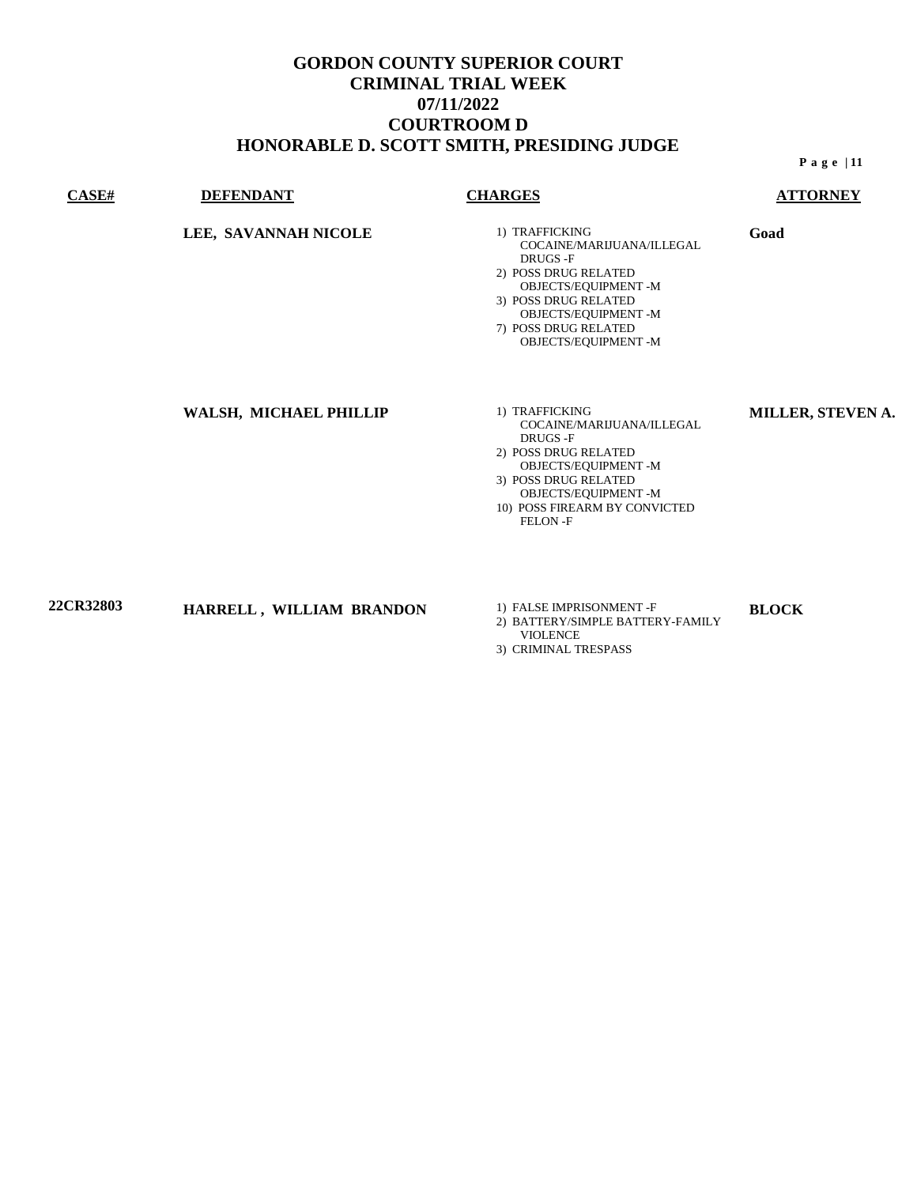# GORDON COUNTY SUPERIOR COURT
# CRIMINAL TRIAL WEEK
# 07/11/2022
# COURTROOM D
# HONORABLE D. SCOTT SMITH, PRESIDING JUDGE

| CASE# | DEFENDANT | CHARGES | ATTORNEY |
| --- | --- | --- | --- |
| | **LEE, SAVANNAH NICOLE** | 1) TRAFFICKING COCAINE/MARIJUANA/ILLEGAL DRUGS -F<br>2) POSS DRUG RELATED OBJECTS/EQUIPMENT -M<br>3) POSS DRUG RELATED OBJECTS/EQUIPMENT -M<br>7) POSS DRUG RELATED OBJECTS/EQUIPMENT -M | **Goad** |
| | **WALSH, MICHAEL PHILLIP** | 1) TRAFFICKING COCAINE/MARIJUANA/ILLEGAL DRUGS -F<br>2) POSS DRUG RELATED OBJECTS/EQUIPMENT -M<br>3) POSS DRUG RELATED OBJECTS/EQUIPMENT -M<br>10) POSS FIREARM BY CONVICTED FELON -F | **MILLER, STEVEN A.** |
| **22CR32803** | **HARRELL , WILLIAM BRANDON** | 1) FALSE IMPRISONMENT -F<br>2) BATTERY/SIMPLE BATTERY-FAMILY VIOLENCE<br>3) CRIMINAL TRESPASS | **BLOCK** |